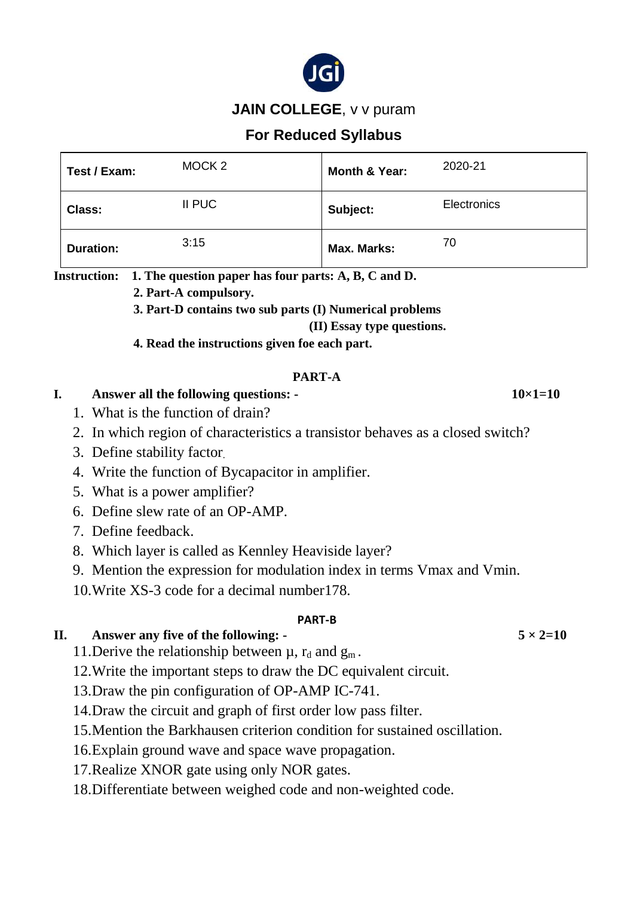# JAIN COLLEGE, v v puram

## For Reduced Syllabus

| Test / Exam: | MOCK 2 | Month & Year: | 2020-21 |
|---|---|---|---|
| Class: | II PUC | Subject: | Electronics |
| Duration: | 3:15 | Max. Marks: | 70 |

**Instruction:** **1. The question paper has four parts: A, B, C and D.**
**2. Part-A compulsory.**
**3. Part-D contains two sub parts (I) Numerical problems**
**(II) Essay type questions.**
**4. Read the instructions given foe each part.**

### PART-A

**I. Answer all the following questions: -** **10×1=10**

1. What is the function of drain?
2. In which region of characteristics a transistor behaves as a closed switch?
3. Define stability factor.
4. Write the function of Bycapacitor in amplifier.
5. What is a power amplifier?
6. Define slew rate of an OP-AMP.
7. Define feedback.
8. Which layer is called as Kennley Heaviside layer?
9. Mention the expression for modulation index in terms Vmax and Vmin.
10. Write XS-3 code for a decimal number178.

### PART-B

**II. Answer any five of the following: -** **5 × 2=10**

11. Derive the relationship between $\mu$, $r_d$ and $g_m$.
12. Write the important steps to draw the DC equivalent circuit.
13. Draw the pin configuration of OP-AMP IC-741.
14. Draw the circuit and graph of first order low pass filter.
15. Mention the Barkhausen criterion condition for sustained oscillation.
16. Explain ground wave and space wave propagation.
17. Realize XNOR gate using only NOR gates.
18. Differentiate between weighed code and non-weighted code.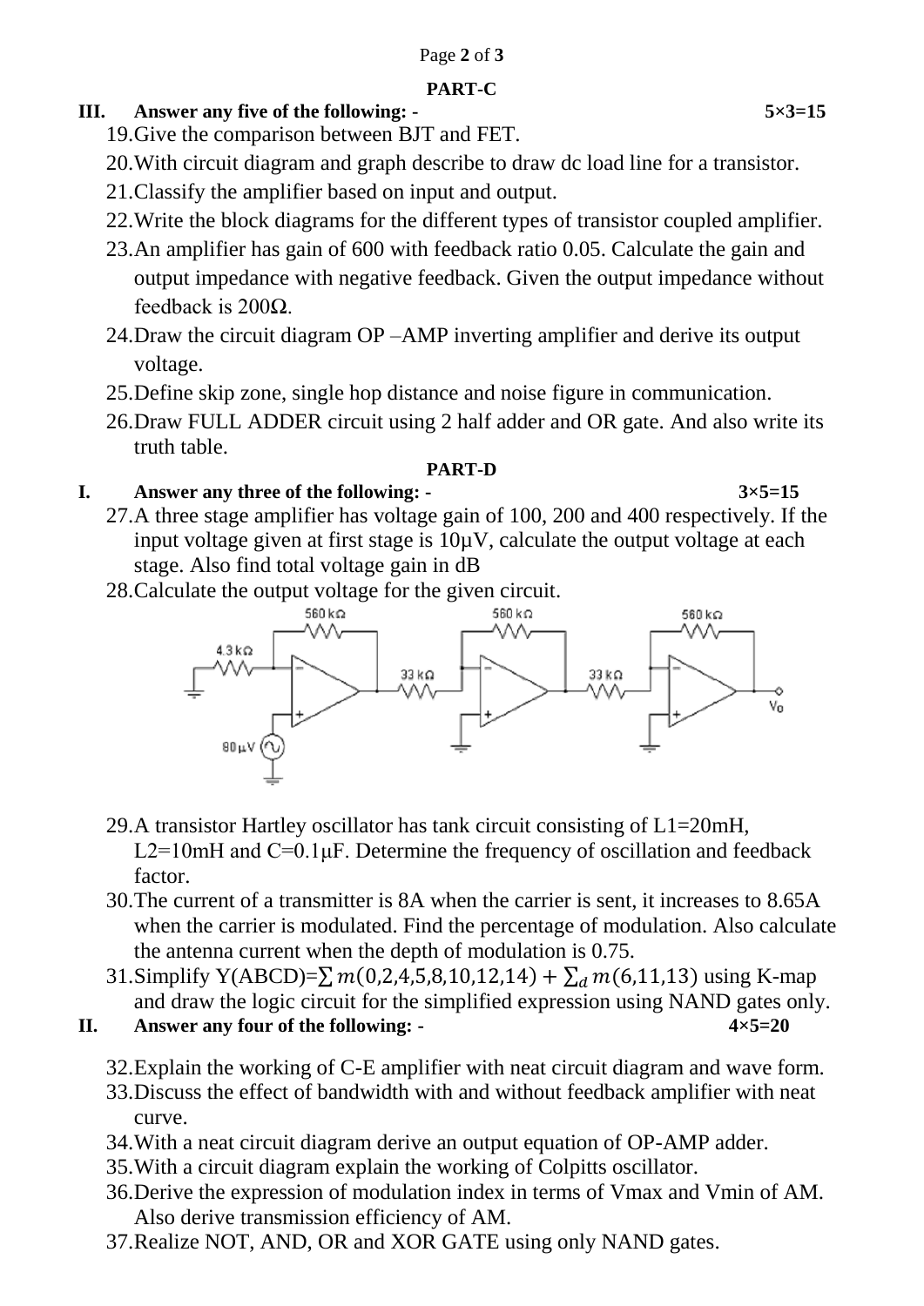## PART-C

**III. Answer any five of the following: - 5×3=15**

19. Give the comparison between BJT and FET.
20. With circuit diagram and graph describe to draw dc load line for a transistor.
21. Classify the amplifier based on input and output.
22. Write the block diagrams for the different types of transistor coupled amplifier.
23. An amplifier has gain of 600 with feedback ratio 0.05. Calculate the gain and output impedance with negative feedback. Given the output impedance without feedback is 200Ω.
24. Draw the circuit diagram OP –AMP inverting amplifier and derive its output voltage.
25. Define skip zone, single hop distance and noise figure in communication.
26. Draw FULL ADDER circuit using 2 half adder and OR gate. And also write its truth table.

## PART-D

**I. Answer any three of the following: - 3×5=15**

27. A three stage amplifier has voltage gain of 100, 200 and 400 respectively. If the input voltage given at first stage is 10μV, calculate the output voltage at each stage. Also find total voltage gain in dB
28. Calculate the output voltage for the given circuit.

29. A transistor Hartley oscillator has tank circuit consisting of L1=20mH, L2=10mH and C=0.1μF. Determine the frequency of oscillation and feedback factor.
30. The current of a transmitter is 8A when the carrier is sent, it increases to 8.65A when the carrier is modulated. Find the percentage of modulation. Also calculate the antenna current when the depth of modulation is 0.75.
31. Simplify Y(ABCD)=$\sum m(0,2,4,5,8,10,12,14) + \sum_d m(6,11,13)$ using K-map and draw the logic circuit for the simplified expression using NAND gates only.

**II. Answer any four of the following: - 4×5=20**

32. Explain the working of C-E amplifier with neat circuit diagram and wave form.
33. Discuss the effect of bandwidth with and without feedback amplifier with neat curve.
34. With a neat circuit diagram derive an output equation of OP-AMP adder.
35. With a circuit diagram explain the working of Colpitts oscillator.
36. Derive the expression of modulation index in terms of Vmax and Vmin of AM. Also derive transmission efficiency of AM.
37. Realize NOT, AND, OR and XOR GATE using only NAND gates.